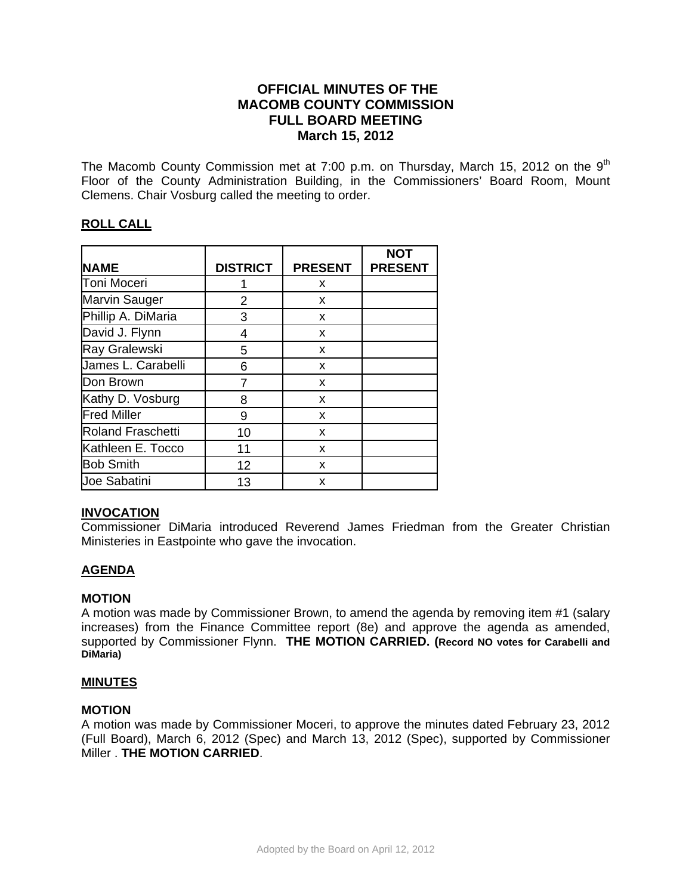# OFFICIAL MINUTES OF THE MACOMB COUNTY COMMISSION FULL BOARD MEETING March 15, 2012

The Macomb County Commission met at 7:00 p.m. on Thursday, March 15, 2012 on the 9th Floor of the County Administration Building, in the Commissioners' Board Room, Mount Clemens. Chair Vosburg called the meeting to order.

## ROLL CALL

| NAME | DISTRICT | PRESENT | NOT PRESENT |
|---|---|---|---|
| Toni Moceri | 1 | x | |
| Marvin Sauger | 2 | x | |
| Phillip A. DiMaria | 3 | x | |
| David J. Flynn | 4 | x | |
| Ray Gralewski | 5 | x | |
| James L. Carabelli | 6 | x | |
| Don Brown | 7 | x | |
| Kathy D. Vosburg | 8 | x | |
| Fred Miller | 9 | x | |
| Roland Fraschetti | 10 | x | |
| Kathleen E. Tocco | 11 | x | |
| Bob Smith | 12 | x | |
| Joe Sabatini | 13 | x | |

## INVOCATION

Commissioner DiMaria introduced Reverend James Friedman from the Greater Christian Ministeries in Eastpointe who gave the invocation.

## AGENDA

**MOTION**

A motion was made by Commissioner Brown, to amend the agenda by removing item #1 (salary increases) from the Finance Committee report (8e) and approve the agenda as amended, supported by Commissioner Flynn. **THE MOTION CARRIED. (Record NO votes for Carabelli and DiMaria)**

## MINUTES

**MOTION**

A motion was made by Commissioner Moceri, to approve the minutes dated February 23, 2012 (Full Board), March 6, 2012 (Spec) and March 13, 2012 (Spec), supported by Commissioner Miller . **THE MOTION CARRIED**.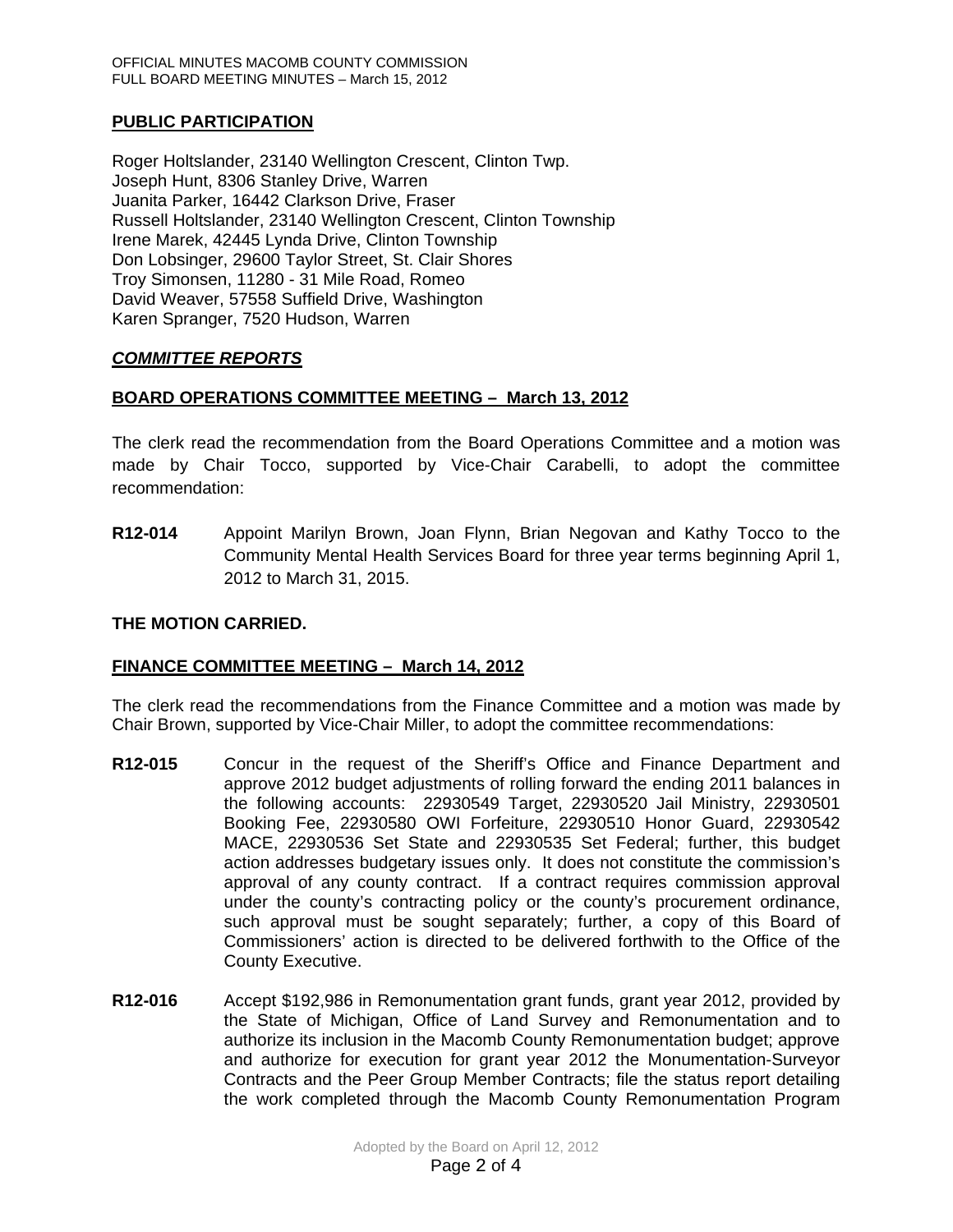## PUBLIC PARTICIPATION

Roger Holtslander, 23140 Wellington Crescent, Clinton Twp.
Joseph Hunt, 8306 Stanley Drive, Warren
Juanita Parker, 16442 Clarkson Drive, Fraser
Russell Holtslander, 23140 Wellington Crescent, Clinton Township
Irene Marek, 42445 Lynda Drive, Clinton Township
Don Lobsinger, 29600 Taylor Street, St. Clair Shores
Troy Simonsen, 11280 - 31 Mile Road, Romeo
David Weaver, 57558 Suffield Drive, Washington
Karen Spranger, 7520 Hudson, Warren

## *COMMITTEE REPORTS*

### BOARD OPERATIONS COMMITTEE MEETING – March 13, 2012

The clerk read the recommendation from the Board Operations Committee and a motion was made by Chair Tocco, supported by Vice-Chair Carabelli, to adopt the committee recommendation:

**R12-014** Appoint Marilyn Brown, Joan Flynn, Brian Negovan and Kathy Tocco to the Community Mental Health Services Board for three year terms beginning April 1, 2012 to March 31, 2015.

**THE MOTION CARRIED.**

### FINANCE COMMITTEE MEETING – March 14, 2012

The clerk read the recommendations from the Finance Committee and a motion was made by Chair Brown, supported by Vice-Chair Miller, to adopt the committee recommendations:

**R12-015** Concur in the request of the Sheriff's Office and Finance Department and approve 2012 budget adjustments of rolling forward the ending 2011 balances in the following accounts: 22930549 Target, 22930520 Jail Ministry, 22930501 Booking Fee, 22930580 OWI Forfeiture, 22930510 Honor Guard, 22930542 MACE, 22930536 Set State and 22930535 Set Federal; further, this budget action addresses budgetary issues only. It does not constitute the commission's approval of any county contract. If a contract requires commission approval under the county's contracting policy or the county's procurement ordinance, such approval must be sought separately; further, a copy of this Board of Commissioners' action is directed to be delivered forthwith to the Office of the County Executive.

**R12-016** Accept $192,986 in Remonumentation grant funds, grant year 2012, provided by the State of Michigan, Office of Land Survey and Remonumentation and to authorize its inclusion in the Macomb County Remonumentation budget; approve and authorize for execution for grant year 2012 the Monumentation-Surveyor Contracts and the Peer Group Member Contracts; file the status report detailing the work completed through the Macomb County Remonumentation Program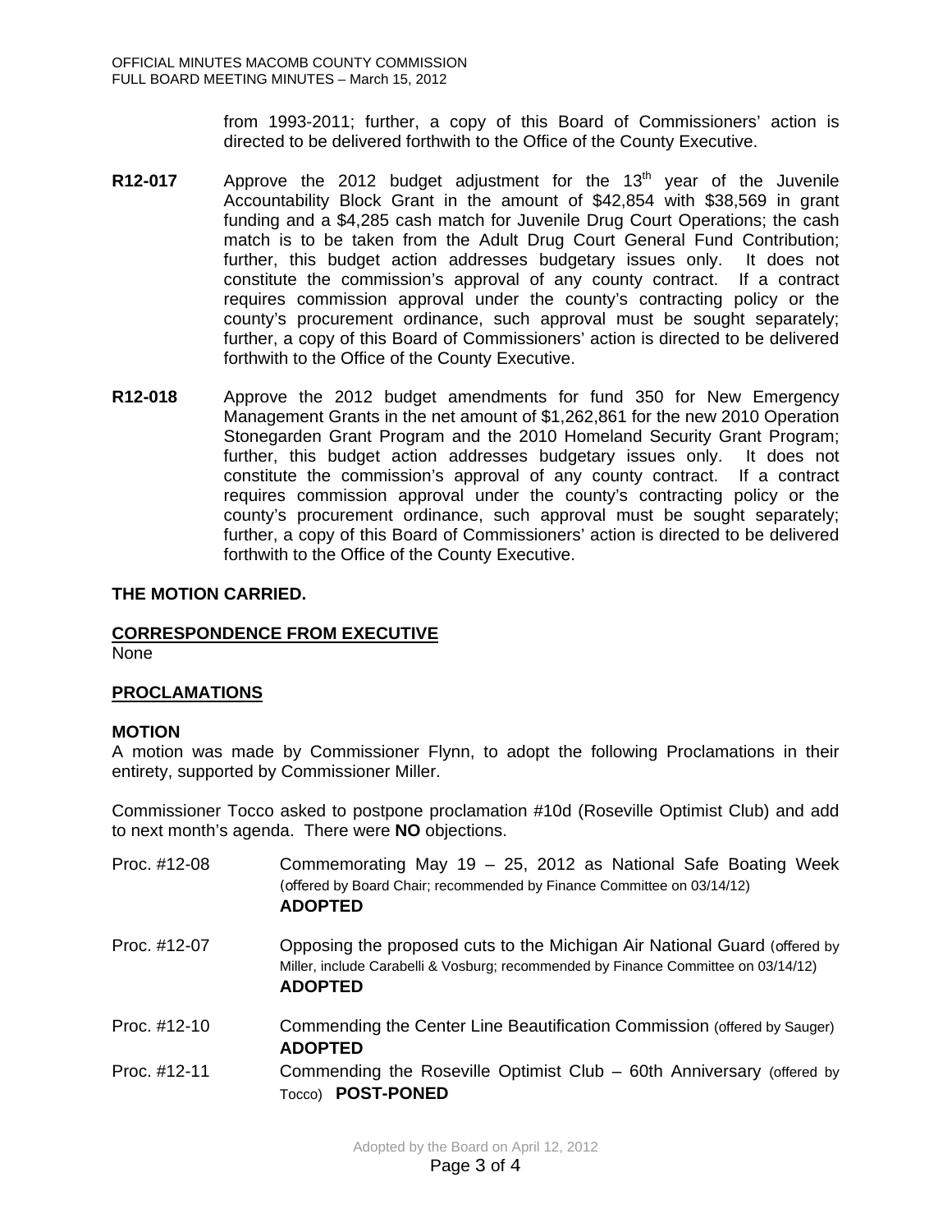from 1993-2011; further, a copy of this Board of Commissioners' action is directed to be delivered forthwith to the Office of the County Executive.

**R12-017** Approve the 2012 budget adjustment for the 13th year of the Juvenile Accountability Block Grant in the amount of $42,854 with $38,569 in grant funding and a $4,285 cash match for Juvenile Drug Court Operations; the cash match is to be taken from the Adult Drug Court General Fund Contribution; further, this budget action addresses budgetary issues only. It does not constitute the commission's approval of any county contract. If a contract requires commission approval under the county's contracting policy or the county's procurement ordinance, such approval must be sought separately; further, a copy of this Board of Commissioners' action is directed to be delivered forthwith to the Office of the County Executive.

**R12-018** Approve the 2012 budget amendments for fund 350 for New Emergency Management Grants in the net amount of $1,262,861 for the new 2010 Operation Stonegarden Grant Program and the 2010 Homeland Security Grant Program; further, this budget action addresses budgetary issues only. It does not constitute the commission's approval of any county contract. If a contract requires commission approval under the county's contracting policy or the county's procurement ordinance, such approval must be sought separately; further, a copy of this Board of Commissioners' action is directed to be delivered forthwith to the Office of the County Executive.

**THE MOTION CARRIED.**

## CORRESPONDENCE FROM EXECUTIVE

None

## PROCLAMATIONS

### MOTION

A motion was made by Commissioner Flynn, to adopt the following Proclamations in their entirety, supported by Commissioner Miller.

Commissioner Tocco asked to postpone proclamation #10d (Roseville Optimist Club) and add to next month's agenda. There were **NO** objections.

Proc. #12-08 Commemorating May 19 – 25, 2012 as National Safe Boating Week (offered by Board Chair; recommended by Finance Committee on 03/14/12)
**ADOPTED**

Proc. #12-07 Opposing the proposed cuts to the Michigan Air National Guard (offered by Miller, include Carabelli & Vosburg; recommended by Finance Committee on 03/14/12)
**ADOPTED**

Proc. #12-10 Commending the Center Line Beautification Commission (offered by Sauger)
**ADOPTED**

Proc. #12-11 Commending the Roseville Optimist Club – 60th Anniversary (offered by Tocco) **POST-PONED**

Adopted by the Board on April 12, 2012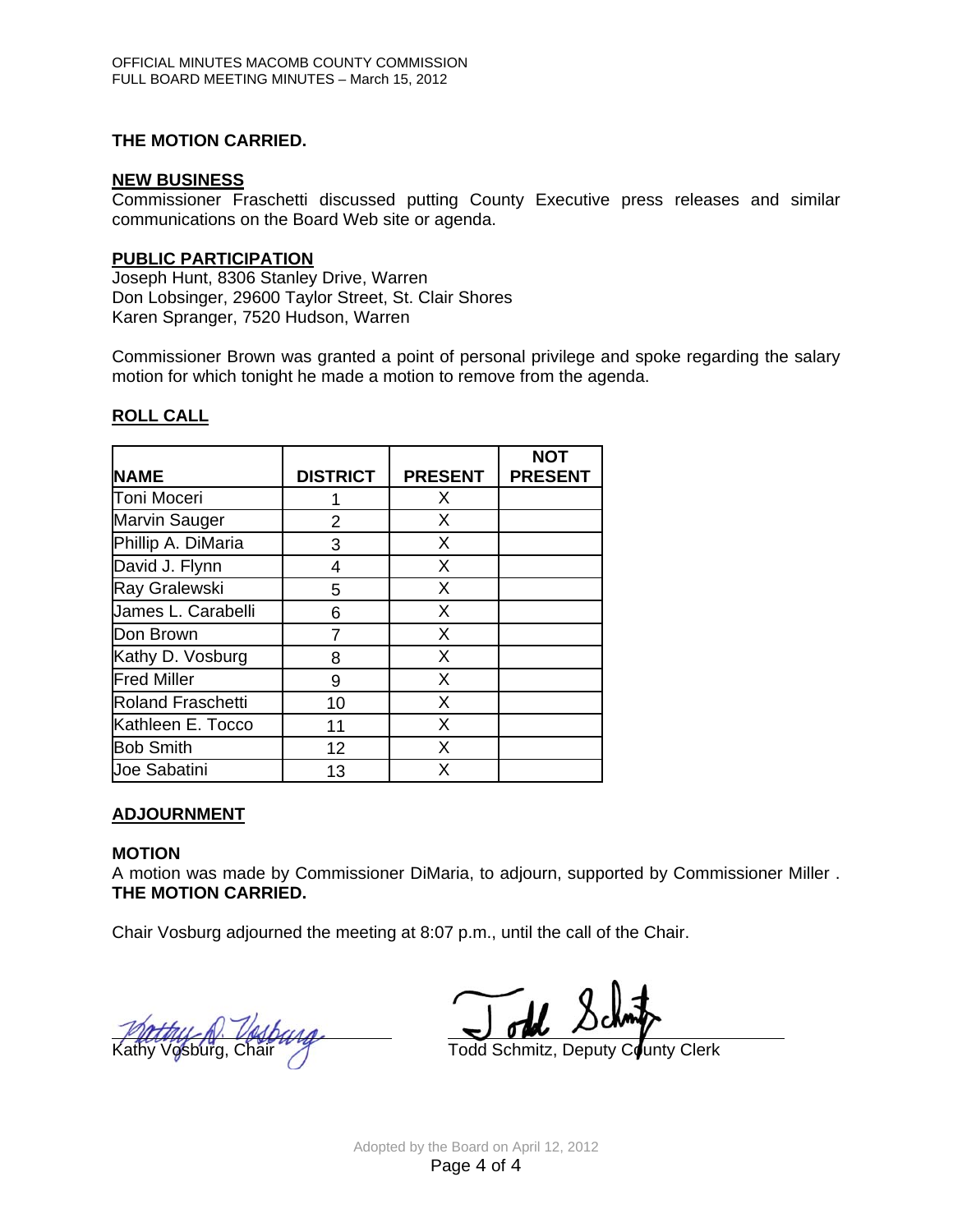**THE MOTION CARRIED.**

## NEW BUSINESS

Commissioner Fraschetti discussed putting County Executive press releases and similar communications on the Board Web site or agenda.

## PUBLIC PARTICIPATION

Joseph Hunt, 8306 Stanley Drive, Warren
Don Lobsinger, 29600 Taylor Street, St. Clair Shores
Karen Spranger, 7520 Hudson, Warren

Commissioner Brown was granted a point of personal privilege and spoke regarding the salary motion for which tonight he made a motion to remove from the agenda.

## ROLL CALL

| NAME | DISTRICT | PRESENT | NOT PRESENT |
|---|---|---|---|
| Toni Moceri | 1 | X | |
| Marvin Sauger | 2 | X | |
| Phillip A. DiMaria | 3 | X | |
| David J. Flynn | 4 | X | |
| Ray Gralewski | 5 | X | |
| James L. Carabelli | 6 | X | |
| Don Brown | 7 | X | |
| Kathy D. Vosburg | 8 | X | |
| Fred Miller | 9 | X | |
| Roland Fraschetti | 10 | X | |
| Kathleen E. Tocco | 11 | X | |
| Bob Smith | 12 | X | |
| Joe Sabatini | 13 | X | |

## ADJOURNMENT

**MOTION**

A motion was made by Commissioner DiMaria, to adjourn, supported by Commissioner Miller .
**THE MOTION CARRIED.**

Chair Vosburg adjourned the meeting at 8:07 p.m., until the call of the Chair.

Kathy Vosburg, Chair

Todd Schmitz, Deputy County Clerk

Adopted by the Board on April 12, 2012